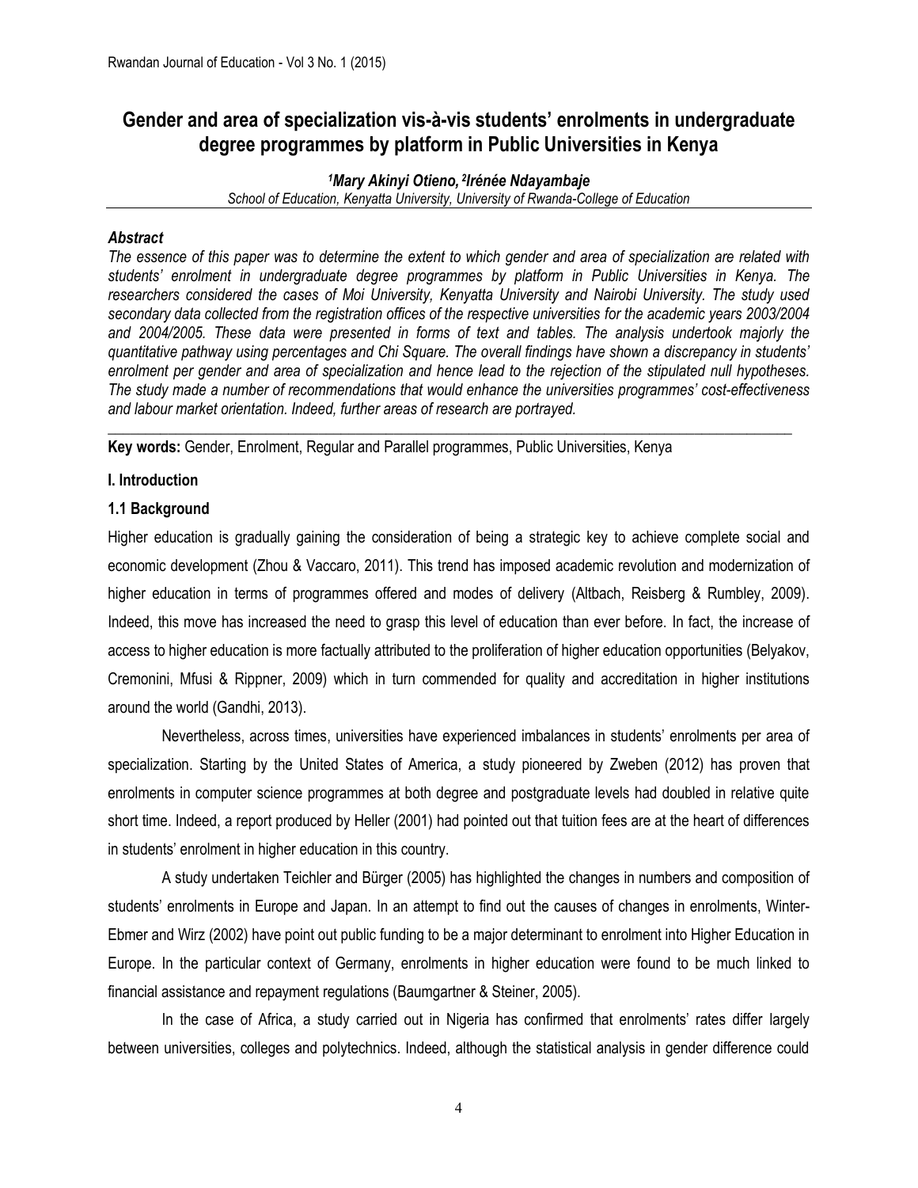# Gender and area of specialization vis-à-vis students' enrolments in undergraduate degree programmes by platform in Public Universities in Kenya

***[1]Mary Akinyi Otieno, [2]Irénée Ndayambaje***

*School of Education, Kenyatta University, University of Rwanda-College of Education*

### *Abstract*

*The essence of this paper was to determine the extent to which gender and area of specialization are related with students' enrolment in undergraduate degree programmes by platform in Public Universities in Kenya. The researchers considered the cases of Moi University, Kenyatta University and Nairobi University. The study used secondary data collected from the registration offices of the respective universities for the academic years 2003/2004 and 2004/2005. These data were presented in forms of text and tables. The analysis undertook majorly the quantitative pathway using percentages and Chi Square. The overall findings have shown a discrepancy in students' enrolment per gender and area of specialization and hence lead to the rejection of the stipulated null hypotheses. The study made a number of recommendations that would enhance the universities programmes' cost-effectiveness and labour market orientation. Indeed, further areas of research are portrayed.*

**Key words:** Gender, Enrolment, Regular and Parallel programmes, Public Universities, Kenya

## I. Introduction

### 1.1 Background

Higher education is gradually gaining the consideration of being a strategic key to achieve complete social and economic development (Zhou & Vaccaro, 2011). This trend has imposed academic revolution and modernization of higher education in terms of programmes offered and modes of delivery (Altbach, Reisberg & Rumbley, 2009). Indeed, this move has increased the need to grasp this level of education than ever before. In fact, the increase of access to higher education is more factually attributed to the proliferation of higher education opportunities (Belyakov, Cremonini, Mfusi & Rippner, 2009) which in turn commended for quality and accreditation in higher institutions around the world (Gandhi, 2013).

Nevertheless, across times, universities have experienced imbalances in students' enrolments per area of specialization. Starting by the United States of America, a study pioneered by Zweben (2012) has proven that enrolments in computer science programmes at both degree and postgraduate levels had doubled in relative quite short time. Indeed, a report produced by Heller (2001) had pointed out that tuition fees are at the heart of differences in students' enrolment in higher education in this country.

A study undertaken Teichler and Bürger (2005) has highlighted the changes in numbers and composition of students' enrolments in Europe and Japan. In an attempt to find out the causes of changes in enrolments, Winter-Ebmer and Wirz (2002) have point out public funding to be a major determinant to enrolment into Higher Education in Europe. In the particular context of Germany, enrolments in higher education were found to be much linked to financial assistance and repayment regulations (Baumgartner & Steiner, 2005).

In the case of Africa, a study carried out in Nigeria has confirmed that enrolments' rates differ largely between universities, colleges and polytechnics. Indeed, although the statistical analysis in gender difference could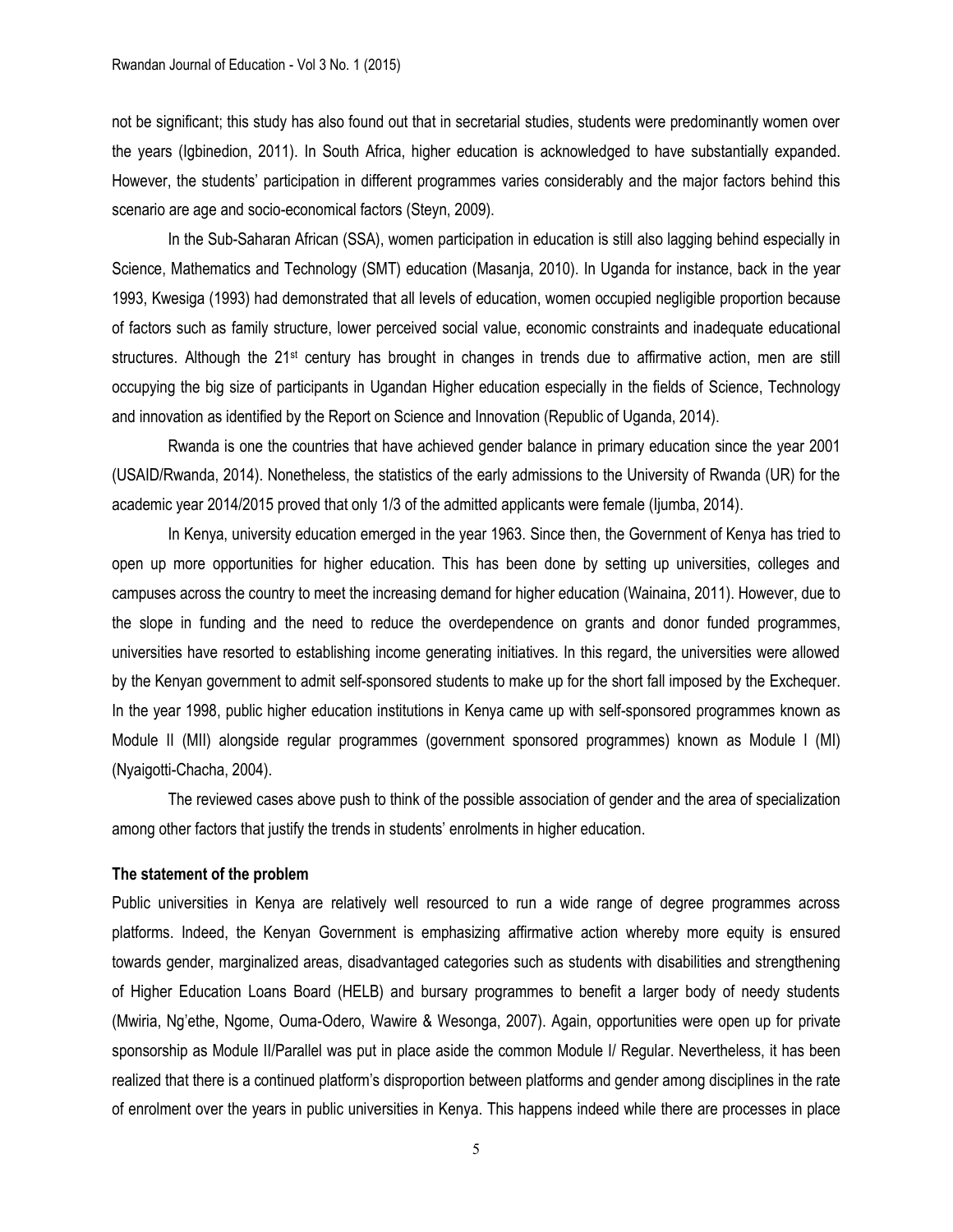not be significant; this study has also found out that in secretarial studies, students were predominantly women over the years (Igbinedion, 2011). In South Africa, higher education is acknowledged to have substantially expanded. However, the students' participation in different programmes varies considerably and the major factors behind this scenario are age and socio-economical factors (Steyn, 2009).

In the Sub-Saharan African (SSA), women participation in education is still also lagging behind especially in Science, Mathematics and Technology (SMT) education (Masanja, 2010). In Uganda for instance, back in the year 1993, Kwesiga (1993) had demonstrated that all levels of education, women occupied negligible proportion because of factors such as family structure, lower perceived social value, economic constraints and inadequate educational structures. Although the 21st century has brought in changes in trends due to affirmative action, men are still occupying the big size of participants in Ugandan Higher education especially in the fields of Science, Technology and innovation as identified by the Report on Science and Innovation (Republic of Uganda, 2014).

Rwanda is one the countries that have achieved gender balance in primary education since the year 2001 (USAID/Rwanda, 2014). Nonetheless, the statistics of the early admissions to the University of Rwanda (UR) for the academic year 2014/2015 proved that only 1/3 of the admitted applicants were female (Ijumba, 2014).

In Kenya, university education emerged in the year 1963. Since then, the Government of Kenya has tried to open up more opportunities for higher education. This has been done by setting up universities, colleges and campuses across the country to meet the increasing demand for higher education (Wainaina, 2011). However, due to the slope in funding and the need to reduce the overdependence on grants and donor funded programmes, universities have resorted to establishing income generating initiatives. In this regard, the universities were allowed by the Kenyan government to admit self-sponsored students to make up for the short fall imposed by the Exchequer. In the year 1998, public higher education institutions in Kenya came up with self-sponsored programmes known as Module II (MII) alongside regular programmes (government sponsored programmes) known as Module I (MI) (Nyaigotti-Chacha, 2004).

The reviewed cases above push to think of the possible association of gender and the area of specialization among other factors that justify the trends in students' enrolments in higher education.

**The statement of the problem**

Public universities in Kenya are relatively well resourced to run a wide range of degree programmes across platforms. Indeed, the Kenyan Government is emphasizing affirmative action whereby more equity is ensured towards gender, marginalized areas, disadvantaged categories such as students with disabilities and strengthening of Higher Education Loans Board (HELB) and bursary programmes to benefit a larger body of needy students (Mwiria, Ng'ethe, Ngome, Ouma-Odero, Wawire & Wesonga, 2007). Again, opportunities were open up for private sponsorship as Module II/Parallel was put in place aside the common Module I/ Regular. Nevertheless, it has been realized that there is a continued platform's disproportion between platforms and gender among disciplines in the rate of enrolment over the years in public universities in Kenya. This happens indeed while there are processes in place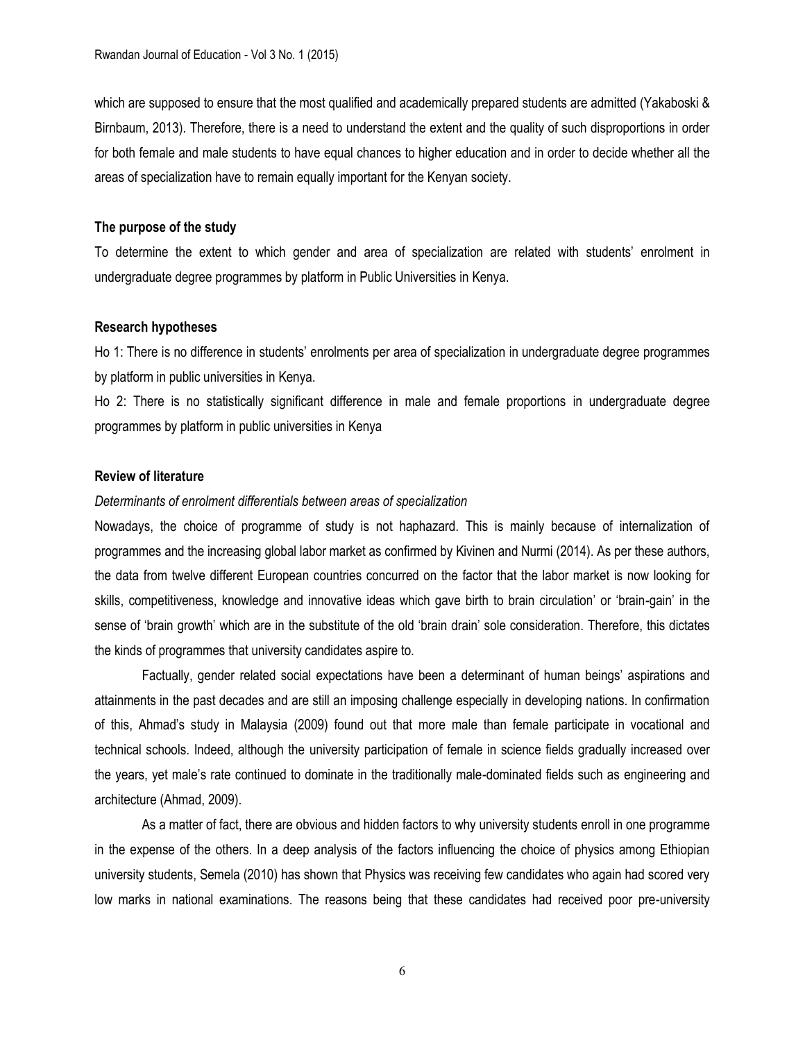which are supposed to ensure that the most qualified and academically prepared students are admitted (Yakaboski & Birnbaum, 2013). Therefore, there is a need to understand the extent and the quality of such disproportions in order for both female and male students to have equal chances to higher education and in order to decide whether all the areas of specialization have to remain equally important for the Kenyan society.

### The purpose of the study

To determine the extent to which gender and area of specialization are related with students' enrolment in undergraduate degree programmes by platform in Public Universities in Kenya.

### Research hypotheses

Ho 1: There is no difference in students' enrolments per area of specialization in undergraduate degree programmes by platform in public universities in Kenya.

Ho 2: There is no statistically significant difference in male and female proportions in undergraduate degree programmes by platform in public universities in Kenya

### Review of literature

*Determinants of enrolment differentials between areas of specialization*

Nowadays, the choice of programme of study is not haphazard. This is mainly because of internalization of programmes and the increasing global labor market as confirmed by Kivinen and Nurmi (2014). As per these authors, the data from twelve different European countries concurred on the factor that the labor market is now looking for skills, competitiveness, knowledge and innovative ideas which gave birth to brain circulation' or 'brain-gain' in the sense of 'brain growth' which are in the substitute of the old 'brain drain' sole consideration. Therefore, this dictates the kinds of programmes that university candidates aspire to.

Factually, gender related social expectations have been a determinant of human beings' aspirations and attainments in the past decades and are still an imposing challenge especially in developing nations. In confirmation of this, Ahmad's study in Malaysia (2009) found out that more male than female participate in vocational and technical schools. Indeed, although the university participation of female in science fields gradually increased over the years, yet male's rate continued to dominate in the traditionally male-dominated fields such as engineering and architecture (Ahmad, 2009).

As a matter of fact, there are obvious and hidden factors to why university students enroll in one programme in the expense of the others. In a deep analysis of the factors influencing the choice of physics among Ethiopian university students, Semela (2010) has shown that Physics was receiving few candidates who again had scored very low marks in national examinations. The reasons being that these candidates had received poor pre-university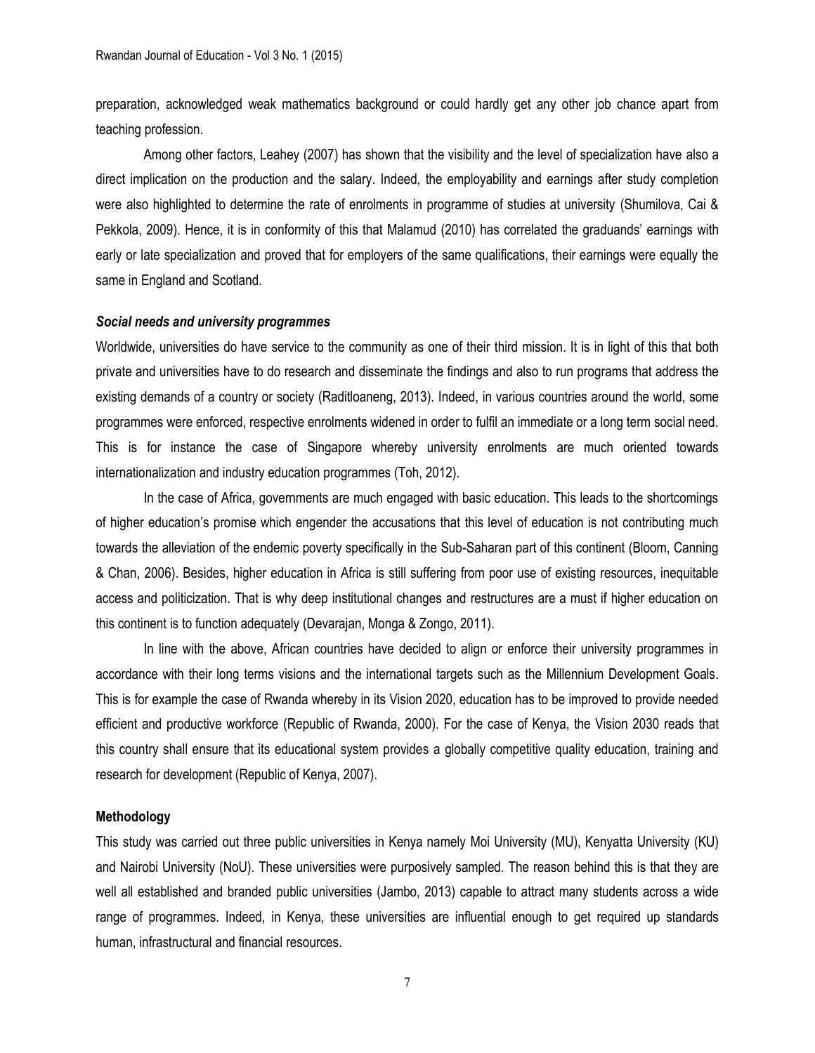preparation, acknowledged weak mathematics background or could hardly get any other job chance apart from teaching profession.

Among other factors, Leahey (2007) has shown that the visibility and the level of specialization have also a direct implication on the production and the salary. Indeed, the employability and earnings after study completion were also highlighted to determine the rate of enrolments in programme of studies at university (Shumilova, Cai & Pekkola, 2009). Hence, it is in conformity of this that Malamud (2010) has correlated the graduands' earnings with early or late specialization and proved that for employers of the same qualifications, their earnings were equally the same in England and Scotland.

***Social needs and university programmes***

Worldwide, universities do have service to the community as one of their third mission. It is in light of this that both private and universities have to do research and disseminate the findings and also to run programs that address the existing demands of a country or society (Raditloaneng, 2013). Indeed, in various countries around the world, some programmes were enforced, respective enrolments widened in order to fulfil an immediate or a long term social need. This is for instance the case of Singapore whereby university enrolments are much oriented towards internationalization and industry education programmes (Toh, 2012).

In the case of Africa, governments are much engaged with basic education. This leads to the shortcomings of higher education's promise which engender the accusations that this level of education is not contributing much towards the alleviation of the endemic poverty specifically in the Sub-Saharan part of this continent (Bloom, Canning & Chan, 2006). Besides, higher education in Africa is still suffering from poor use of existing resources, inequitable access and politicization. That is why deep institutional changes and restructures are a must if higher education on this continent is to function adequately (Devarajan, Monga & Zongo, 2011).

In line with the above, African countries have decided to align or enforce their university programmes in accordance with their long terms visions and the international targets such as the Millennium Development Goals. This is for example the case of Rwanda whereby in its Vision 2020, education has to be improved to provide needed efficient and productive workforce (Republic of Rwanda, 2000). For the case of Kenya, the Vision 2030 reads that this country shall ensure that its educational system provides a globally competitive quality education, training and research for development (Republic of Kenya, 2007).

## Methodology

This study was carried out three public universities in Kenya namely Moi University (MU), Kenyatta University (KU) and Nairobi University (NoU). These universities were purposively sampled. The reason behind this is that they are well all established and branded public universities (Jambo, 2013) capable to attract many students across a wide range of programmes. Indeed, in Kenya, these universities are influential enough to get required up standards human, infrastructural and financial resources.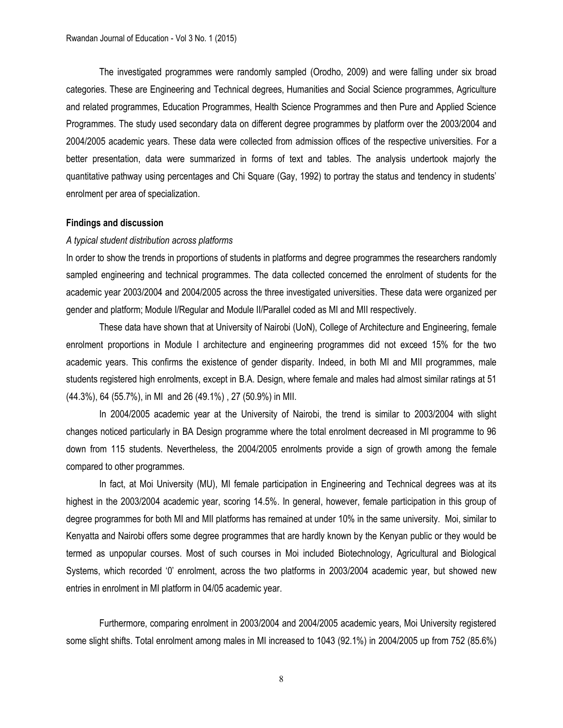The investigated programmes were randomly sampled (Orodho, 2009) and were falling under six broad categories. These are Engineering and Technical degrees, Humanities and Social Science programmes, Agriculture and related programmes, Education Programmes, Health Science Programmes and then Pure and Applied Science Programmes. The study used secondary data on different degree programmes by platform over the 2003/2004 and 2004/2005 academic years. These data were collected from admission offices of the respective universities. For a better presentation, data were summarized in forms of text and tables. The analysis undertook majorly the quantitative pathway using percentages and Chi Square (Gay, 1992) to portray the status and tendency in students' enrolment per area of specialization.

### Findings and discussion

*A typical student distribution across platforms*

In order to show the trends in proportions of students in platforms and degree programmes the researchers randomly sampled engineering and technical programmes. The data collected concerned the enrolment of students for the academic year 2003/2004 and 2004/2005 across the three investigated universities. These data were organized per gender and platform; Module I/Regular and Module II/Parallel coded as MI and MII respectively.

These data have shown that at University of Nairobi (UoN), College of Architecture and Engineering, female enrolment proportions in Module I architecture and engineering programmes did not exceed 15% for the two academic years. This confirms the existence of gender disparity. Indeed, in both MI and MII programmes, male students registered high enrolments, except in B.A. Design, where female and males had almost similar ratings at 51 (44.3%), 64 (55.7%), in MI and 26 (49.1%) , 27 (50.9%) in MII.

In 2004/2005 academic year at the University of Nairobi, the trend is similar to 2003/2004 with slight changes noticed particularly in BA Design programme where the total enrolment decreased in MI programme to 96 down from 115 students. Nevertheless, the 2004/2005 enrolments provide a sign of growth among the female compared to other programmes.

In fact, at Moi University (MU), MI female participation in Engineering and Technical degrees was at its highest in the 2003/2004 academic year, scoring 14.5%. In general, however, female participation in this group of degree programmes for both MI and MII platforms has remained at under 10% in the same university. Moi, similar to Kenyatta and Nairobi offers some degree programmes that are hardly known by the Kenyan public or they would be termed as unpopular courses. Most of such courses in Moi included Biotechnology, Agricultural and Biological Systems, which recorded '0' enrolment, across the two platforms in 2003/2004 academic year, but showed new entries in enrolment in MI platform in 04/05 academic year.

Furthermore, comparing enrolment in 2003/2004 and 2004/2005 academic years, Moi University registered some slight shifts. Total enrolment among males in MI increased to 1043 (92.1%) in 2004/2005 up from 752 (85.6%)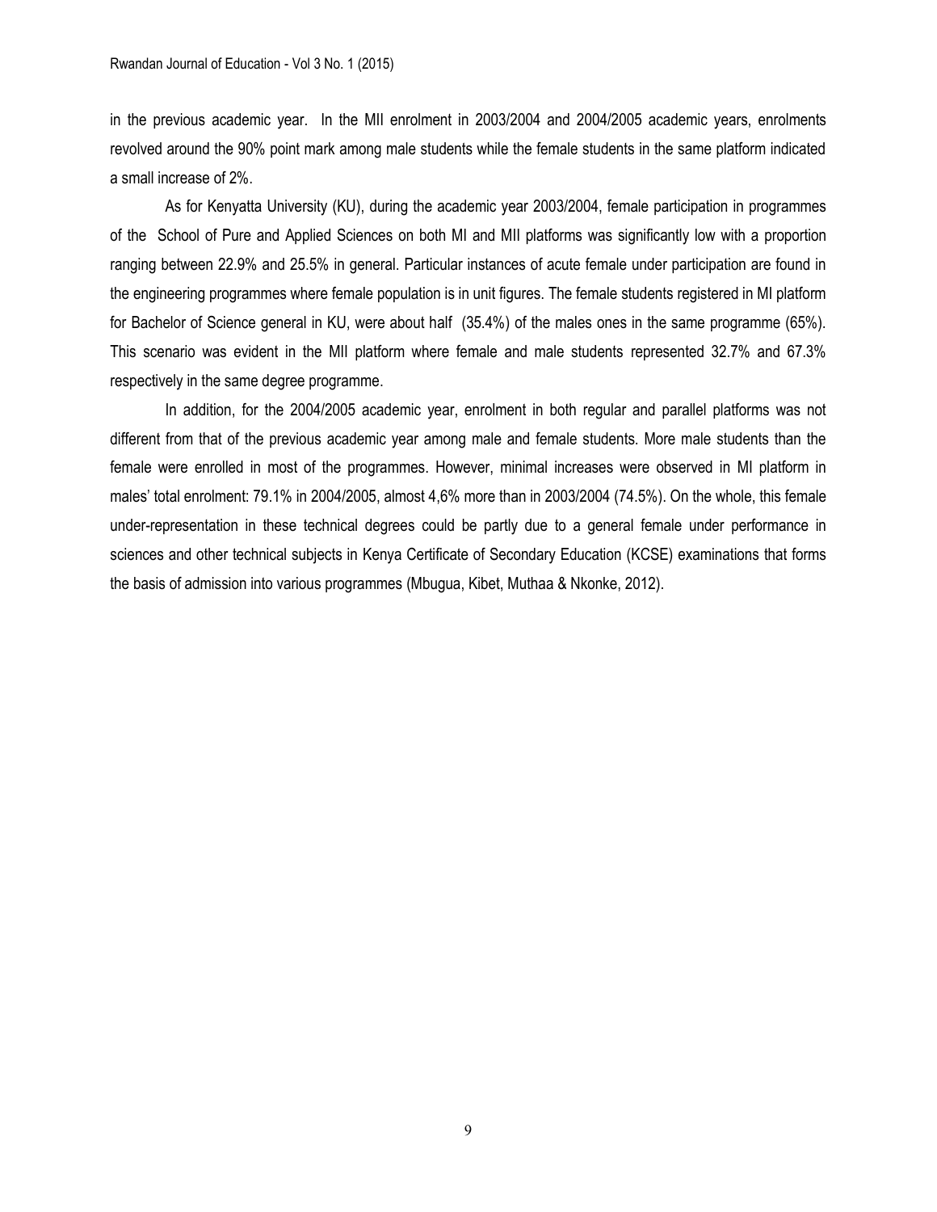in the previous academic year. In the MII enrolment in 2003/2004 and 2004/2005 academic years, enrolments revolved around the 90% point mark among male students while the female students in the same platform indicated a small increase of 2%.

As for Kenyatta University (KU), during the academic year 2003/2004, female participation in programmes of the School of Pure and Applied Sciences on both MI and MII platforms was significantly low with a proportion ranging between 22.9% and 25.5% in general. Particular instances of acute female under participation are found in the engineering programmes where female population is in unit figures. The female students registered in MI platform for Bachelor of Science general in KU, were about half (35.4%) of the males ones in the same programme (65%). This scenario was evident in the MII platform where female and male students represented 32.7% and 67.3% respectively in the same degree programme.

In addition, for the 2004/2005 academic year, enrolment in both regular and parallel platforms was not different from that of the previous academic year among male and female students. More male students than the female were enrolled in most of the programmes. However, minimal increases were observed in MI platform in males' total enrolment: 79.1% in 2004/2005, almost 4,6% more than in 2003/2004 (74.5%). On the whole, this female under-representation in these technical degrees could be partly due to a general female under performance in sciences and other technical subjects in Kenya Certificate of Secondary Education (KCSE) examinations that forms the basis of admission into various programmes (Mbugua, Kibet, Muthaa & Nkonke, 2012).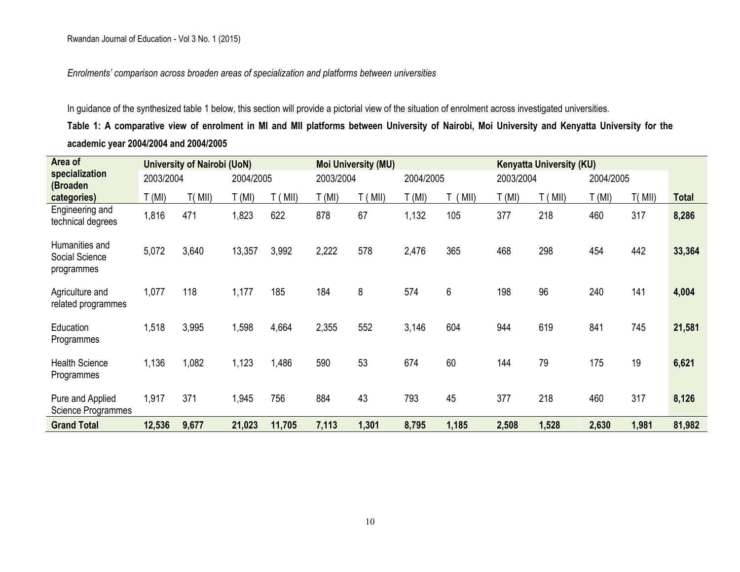*Enrolments' comparison across broaden areas of specialization and platforms between universities*

In guidance of the synthesized table 1 below, this section will provide a pictorial view of the situation of enrolment across investigated universities.

**Table 1: A comparative view of enrolment in MI and MII platforms between University of Nairobi, Moi University and Kenyatta University for the academic year 2004/2004 and 2004/2005**

| Area of specialization (Broaden categories) | University of Nairobi (UoN) | | | | Moi University (MU) | | | | Kenyatta University (KU) | | | | |
|---|---|---|---|---|---|---|---|---|---|---|---|---|---|
| | 2003/2004 | | 2004/2005 | | 2003/2004 | | 2004/2005 | | 2003/2004 | | 2004/2005 | | |
| | T (MI) | T( MII) | T (MI) | T ( MII) | T (MI) | T ( MII) | T (MI) | T ( MII) | T (MI) | T ( MII) | T (MI) | T( MII) | **Total** |
| Engineering and technical degrees | 1,816 | 471 | 1,823 | 622 | 878 | 67 | 1,132 | 105 | 377 | 218 | 460 | 317 | **8,286** |
| Humanities and Social Science programmes | 5,072 | 3,640 | 13,357 | 3,992 | 2,222 | 578 | 2,476 | 365 | 468 | 298 | 454 | 442 | **33,364** |
| Agriculture and related programmes | 1,077 | 118 | 1,177 | 185 | 184 | 8 | 574 | 6 | 198 | 96 | 240 | 141 | **4,004** |
| Education Programmes | 1,518 | 3,995 | 1,598 | 4,664 | 2,355 | 552 | 3,146 | 604 | 944 | 619 | 841 | 745 | **21,581** |
| Health Science Programmes | 1,136 | 1,082 | 1,123 | 1,486 | 590 | 53 | 674 | 60 | 144 | 79 | 175 | 19 | **6,621** |
| Pure and Applied Science Programmes | 1,917 | 371 | 1,945 | 756 | 884 | 43 | 793 | 45 | 377 | 218 | 460 | 317 | **8,126** |
| **Grand Total** | **12,536** | **9,677** | **21,023** | **11,705** | **7,113** | **1,301** | **8,795** | **1,185** | **2,508** | **1,528** | **2,630** | **1,981** | **81,982** |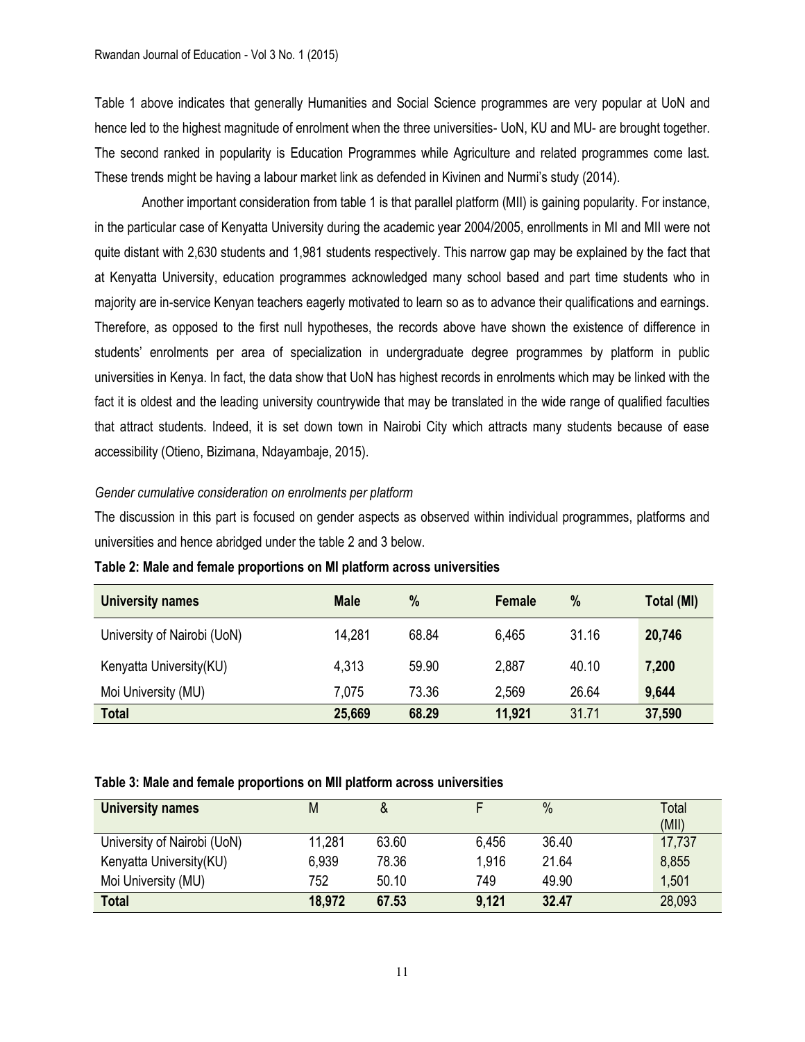Table 1 above indicates that generally Humanities and Social Science programmes are very popular at UoN and hence led to the highest magnitude of enrolment when the three universities- UoN, KU and MU- are brought together. The second ranked in popularity is Education Programmes while Agriculture and related programmes come last. These trends might be having a labour market link as defended in Kivinen and Nurmi's study (2014).

Another important consideration from table 1 is that parallel platform (MII) is gaining popularity. For instance, in the particular case of Kenyatta University during the academic year 2004/2005, enrollments in MI and MII were not quite distant with 2,630 students and 1,981 students respectively. This narrow gap may be explained by the fact that at Kenyatta University, education programmes acknowledged many school based and part time students who in majority are in-service Kenyan teachers eagerly motivated to learn so as to advance their qualifications and earnings. Therefore, as opposed to the first null hypotheses, the records above have shown the existence of difference in students' enrolments per area of specialization in undergraduate degree programmes by platform in public universities in Kenya. In fact, the data show that UoN has highest records in enrolments which may be linked with the fact it is oldest and the leading university countrywide that may be translated in the wide range of qualified faculties that attract students. Indeed, it is set down town in Nairobi City which attracts many students because of ease accessibility (Otieno, Bizimana, Ndayambaje, 2015).

*Gender cumulative consideration on enrolments per platform*

The discussion in this part is focused on gender aspects as observed within individual programmes, platforms and universities and hence abridged under the table 2 and 3 below.

**Table 2: Male and female proportions on MI platform across universities**

| University names | Male | % | Female | % | Total (MI) |
|---|---|---|---|---|---|
| University of Nairobi (UoN) | 14,281 | 68.84 | 6,465 | 31.16 | **20,746** |
| Kenyatta University(KU) | 4,313 | 59.90 | 2,887 | 40.10 | **7,200** |
| Moi University (MU) | 7,075 | 73.36 | 2,569 | 26.64 | **9,644** |
| **Total** | **25,669** | **68.29** | **11,921** | 31.71 | **37,590** |

**Table 3: Male and female proportions on MII platform across universities**

| University names | M | & | F | % | Total (MII) |
|---|---|---|---|---|---|
| University of Nairobi (UoN) | 11,281 | 63.60 | 6,456 | 36.40 | 17,737 |
| Kenyatta University(KU) | 6,939 | 78.36 | 1,916 | 21.64 | 8,855 |
| Moi University (MU) | 752 | 50.10 | 749 | 49.90 | 1,501 |
| **Total** | **18,972** | **67.53** | **9,121** | **32.47** | 28,093 |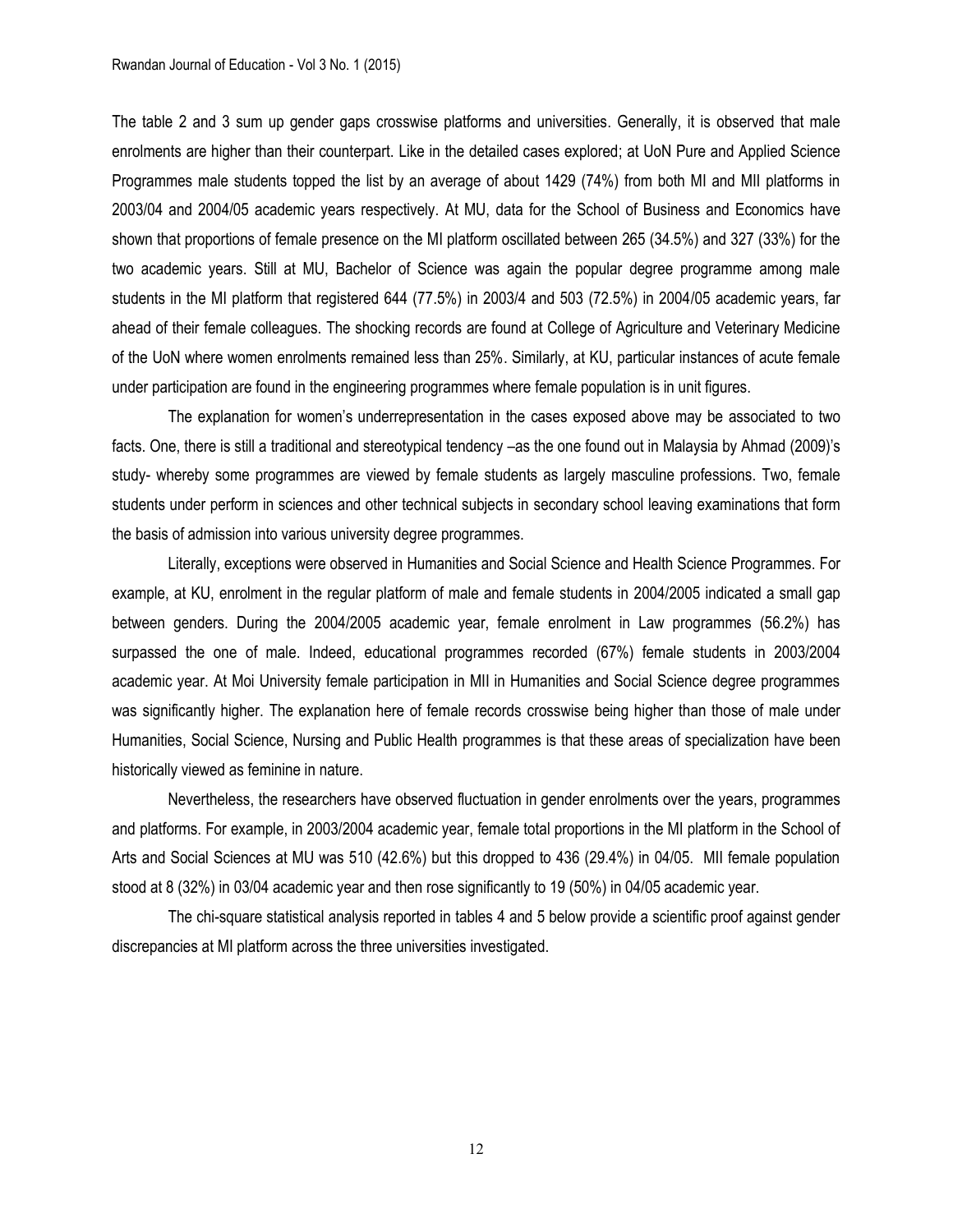The table 2 and 3 sum up gender gaps crosswise platforms and universities. Generally, it is observed that male enrolments are higher than their counterpart. Like in the detailed cases explored; at UoN Pure and Applied Science Programmes male students topped the list by an average of about 1429 (74%) from both MI and MII platforms in 2003/04 and 2004/05 academic years respectively. At MU, data for the School of Business and Economics have shown that proportions of female presence on the MI platform oscillated between 265 (34.5%) and 327 (33%) for the two academic years. Still at MU, Bachelor of Science was again the popular degree programme among male students in the MI platform that registered 644 (77.5%) in 2003/4 and 503 (72.5%) in 2004/05 academic years, far ahead of their female colleagues. The shocking records are found at College of Agriculture and Veterinary Medicine of the UoN where women enrolments remained less than 25%. Similarly, at KU, particular instances of acute female under participation are found in the engineering programmes where female population is in unit figures.

The explanation for women's underrepresentation in the cases exposed above may be associated to two facts. One, there is still a traditional and stereotypical tendency –as the one found out in Malaysia by Ahmad (2009)'s study- whereby some programmes are viewed by female students as largely masculine professions. Two, female students under perform in sciences and other technical subjects in secondary school leaving examinations that form the basis of admission into various university degree programmes.

Literally, exceptions were observed in Humanities and Social Science and Health Science Programmes. For example, at KU, enrolment in the regular platform of male and female students in 2004/2005 indicated a small gap between genders. During the 2004/2005 academic year, female enrolment in Law programmes (56.2%) has surpassed the one of male. Indeed, educational programmes recorded (67%) female students in 2003/2004 academic year. At Moi University female participation in MII in Humanities and Social Science degree programmes was significantly higher. The explanation here of female records crosswise being higher than those of male under Humanities, Social Science, Nursing and Public Health programmes is that these areas of specialization have been historically viewed as feminine in nature.

Nevertheless, the researchers have observed fluctuation in gender enrolments over the years, programmes and platforms. For example, in 2003/2004 academic year, female total proportions in the MI platform in the School of Arts and Social Sciences at MU was 510 (42.6%) but this dropped to 436 (29.4%) in 04/05. MII female population stood at 8 (32%) in 03/04 academic year and then rose significantly to 19 (50%) in 04/05 academic year.

The chi-square statistical analysis reported in tables 4 and 5 below provide a scientific proof against gender discrepancies at MI platform across the three universities investigated.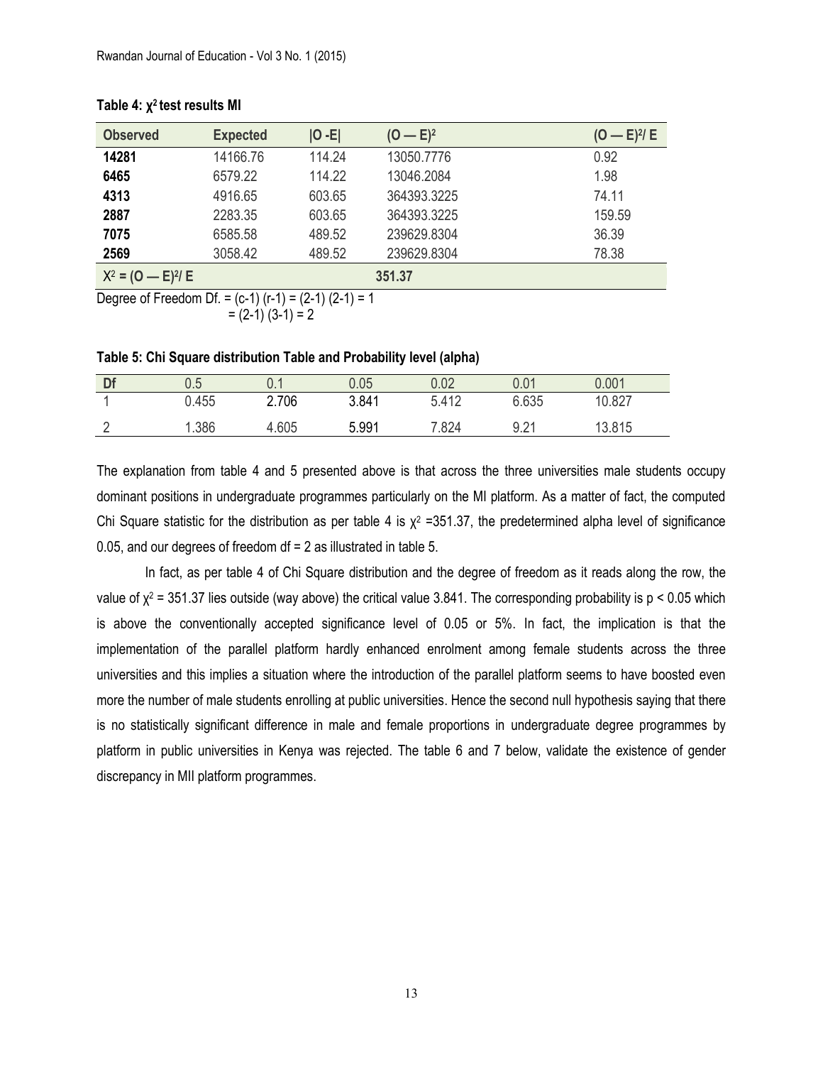**Table 4: $\chi^2$ test results MI**

| Observed | Expected | \|O -E\| | $(O — E)^2$ | $(O — E)^2/ E$ |
|---|---|---|---|---|
| **14281** | 14166.76 | 114.24 | 13050.7776 | 0.92 |
| **6465** | 6579.22 | 114.22 | 13046.2084 | 1.98 |
| **4313** | 4916.65 | 603.65 | 364393.3225 | 74.11 |
| **2887** | 2283.35 | 603.65 | 364393.3225 | 159.59 |
| **7075** | 6585.58 | 489.52 | 239629.8304 | 36.39 |
| **2569** | 3058.42 | 489.52 | 239629.8304 | 78.38 |
| **$X^2 = (O — E)^2/ E$** | | | **351.37** | |

Degree of Freedom Df. = (c-1) (r-1) = (2-1) (2-1) = 1
= (2-1) (3-1) = 2

**Table 5: Chi Square distribution Table and Probability level (alpha)**

| Df | 0.5 | 0.1 | 0.05 | 0.02 | 0.01 | 0.001 |
|---|---|---|---|---|---|---|
| 1 | 0.455 | 2.706 | 3.841 | 5.412 | 6.635 | 10.827 |
| 2 | 1.386 | 4.605 | 5.991 | 7.824 | 9.21 | 13.815 |

The explanation from table 4 and 5 presented above is that across the three universities male students occupy dominant positions in undergraduate programmes particularly on the MI platform. As a matter of fact, the computed Chi Square statistic for the distribution as per table 4 is $\chi^2$ =351.37, the predetermined alpha level of significance 0.05, and our degrees of freedom df = 2 as illustrated in table 5.

In fact, as per table 4 of Chi Square distribution and the degree of freedom as it reads along the row, the value of $\chi^2$ = 351.37 lies outside (way above) the critical value 3.841. The corresponding probability is $p < 0.05$ which is above the conventionally accepted significance level of 0.05 or 5%. In fact, the implication is that the implementation of the parallel platform hardly enhanced enrolment among female students across the three universities and this implies a situation where the introduction of the parallel platform seems to have boosted even more the number of male students enrolling at public universities. Hence the second null hypothesis saying that there is no statistically significant difference in male and female proportions in undergraduate degree programmes by platform in public universities in Kenya was rejected. The table 6 and 7 below, validate the existence of gender discrepancy in MII platform programmes.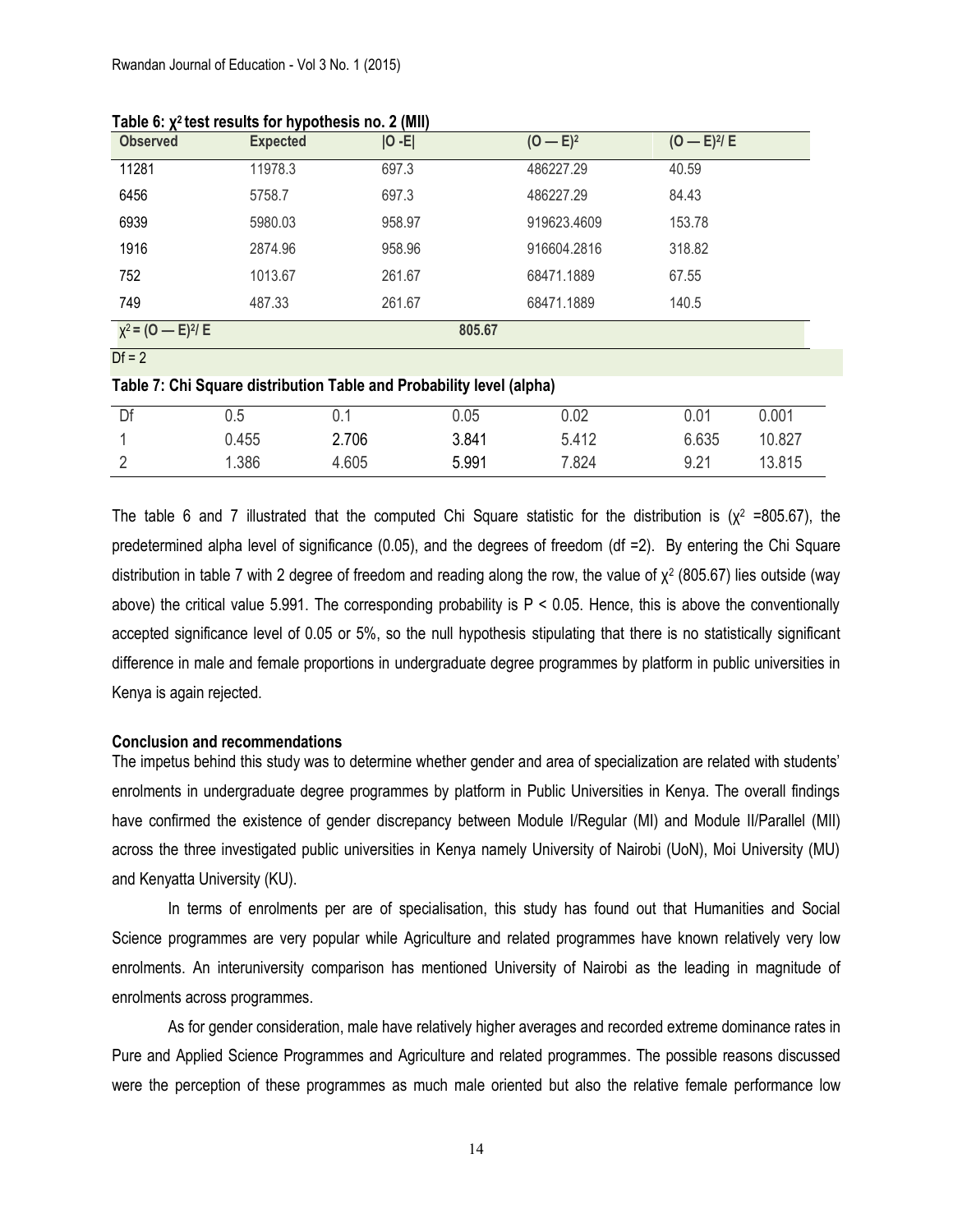**Table 6: $\chi^2$ test results for hypothesis no. 2 (MII)**

| Observed | Expected | \|O -E\| | $(O — E)^2$ | $(O — E)^2/ E$ |
|---|---|---|---|---|
| 11281 | 11978.3 | 697.3 | 486227.29 | 40.59 |
| 6456 | 5758.7 | 697.3 | 486227.29 | 84.43 |
| 6939 | 5980.03 | 958.97 | 919623.4609 | 153.78 |
| 1916 | 2874.96 | 958.96 | 916604.2816 | 318.82 |
| 752 | 1013.67 | 261.67 | 68471.1889 | 67.55 |
| 749 | 487.33 | 261.67 | 68471.1889 | 140.5 |
| $\chi^2 = (O — E)^2/ E$ | | 805.67 | | |
| Df = 2 | | | | |

**Table 7: Chi Square distribution Table and Probability level (alpha)**

| Df | 0.5 | 0.1 | 0.05 | 0.02 | 0.01 | 0.001 |
|---|---|---|---|---|---|---|
| 1 | 0.455 | 2.706 | 3.841 | 5.412 | 6.635 | 10.827 |
| 2 | 1.386 | 4.605 | 5.991 | 7.824 | 9.21 | 13.815 |

The table 6 and 7 illustrated that the computed Chi Square statistic for the distribution is ($\chi^2$ =805.67), the predetermined alpha level of significance (0.05), and the degrees of freedom (df =2). By entering the Chi Square distribution in table 7 with 2 degree of freedom and reading along the row, the value of $\chi^2$ (805.67) lies outside (way above) the critical value 5.991. The corresponding probability is $P < 0.05$. Hence, this is above the conventionally accepted significance level of 0.05 or 5%, so the null hypothesis stipulating that there is no statistically significant difference in male and female proportions in undergraduate degree programmes by platform in public universities in Kenya is again rejected.

**Conclusion and recommendations**

The impetus behind this study was to determine whether gender and area of specialization are related with students' enrolments in undergraduate degree programmes by platform in Public Universities in Kenya. The overall findings have confirmed the existence of gender discrepancy between Module I/Regular (MI) and Module II/Parallel (MII) across the three investigated public universities in Kenya namely University of Nairobi (UoN), Moi University (MU) and Kenyatta University (KU).

In terms of enrolments per are of specialisation, this study has found out that Humanities and Social Science programmes are very popular while Agriculture and related programmes have known relatively very low enrolments. An interuniversity comparison has mentioned University of Nairobi as the leading in magnitude of enrolments across programmes.

As for gender consideration, male have relatively higher averages and recorded extreme dominance rates in Pure and Applied Science Programmes and Agriculture and related programmes. The possible reasons discussed were the perception of these programmes as much male oriented but also the relative female performance low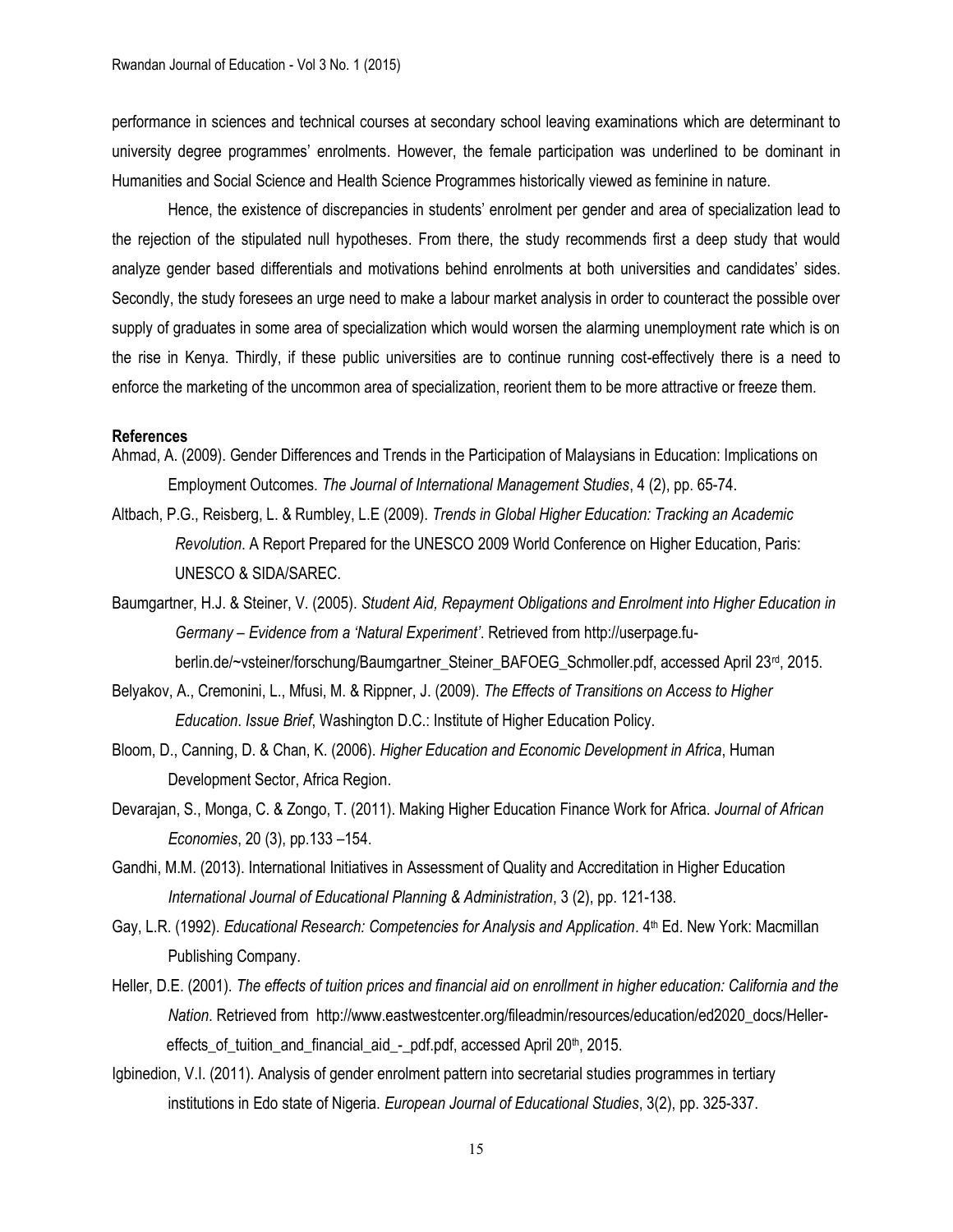performance in sciences and technical courses at secondary school leaving examinations which are determinant to university degree programmes' enrolments. However, the female participation was underlined to be dominant in Humanities and Social Science and Health Science Programmes historically viewed as feminine in nature.

Hence, the existence of discrepancies in students' enrolment per gender and area of specialization lead to the rejection of the stipulated null hypotheses. From there, the study recommends first a deep study that would analyze gender based differentials and motivations behind enrolments at both universities and candidates' sides. Secondly, the study foresees an urge need to make a labour market analysis in order to counteract the possible over supply of graduates in some area of specialization which would worsen the alarming unemployment rate which is on the rise in Kenya. Thirdly, if these public universities are to continue running cost-effectively there is a need to enforce the marketing of the uncommon area of specialization, reorient them to be more attractive or freeze them.

**References**

Ahmad, A. (2009). Gender Differences and Trends in the Participation of Malaysians in Education: Implications on Employment Outcomes. *The Journal of International Management Studies*, 4 (2), pp. 65-74.

Altbach, P.G., Reisberg, L. & Rumbley, L.E (2009). *Trends in Global Higher Education: Tracking an Academic Revolution*. A Report Prepared for the UNESCO 2009 World Conference on Higher Education, Paris: UNESCO & SIDA/SAREC.

Baumgartner, H.J. & Steiner, V. (2005). *Student Aid, Repayment Obligations and Enrolment into Higher Education in Germany – Evidence from a 'Natural Experiment'*. Retrieved from http://userpage.fu-berlin.de/~vsteiner/forschung/Baumgartner_Steiner_BAFOEG_Schmoller.pdf, accessed April 23rd, 2015.

Belyakov, A., Cremonini, L., Mfusi, M. & Rippner, J. (2009). *The Effects of Transitions on Access to Higher Education. Issue Brief*, Washington D.C.: Institute of Higher Education Policy.

Bloom, D., Canning, D. & Chan, K. (2006). *Higher Education and Economic Development in Africa*, Human Development Sector, Africa Region.

Devarajan, S., Monga, C. & Zongo, T. (2011). Making Higher Education Finance Work for Africa. *Journal of African Economies*, 20 (3), pp.133 –154.

Gandhi, M.M. (2013). International Initiatives in Assessment of Quality and Accreditation in Higher Education *International Journal of Educational Planning & Administration*, 3 (2), pp. 121-138.

Gay, L.R. (1992). *Educational Research: Competencies for Analysis and Application*. 4th Ed. New York: Macmillan Publishing Company.

Heller, D.E. (2001). *The effects of tuition prices and financial aid on enrollment in higher education: California and the Nation*. Retrieved from http://www.eastwestcenter.org/fileadmin/resources/education/ed2020_docs/Heller-effects_of_tuition_and_financial_aid_-_pdf.pdf, accessed April 20th, 2015.

Igbinedion, V.I. (2011). Analysis of gender enrolment pattern into secretarial studies programmes in tertiary institutions in Edo state of Nigeria. *European Journal of Educational Studies*, 3(2), pp. 325-337.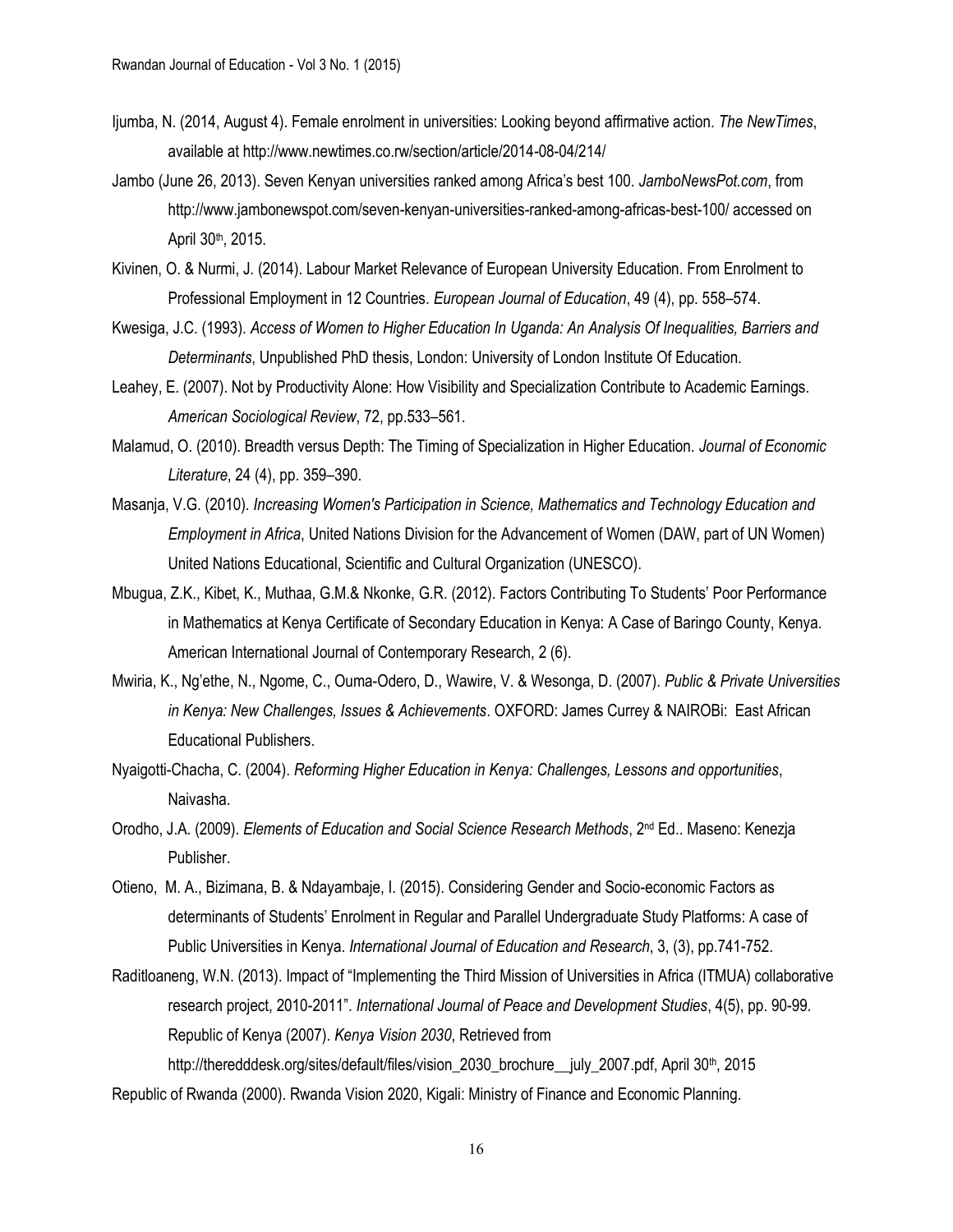Ijumba, N. (2014, August 4). Female enrolment in universities: Looking beyond affirmative action. *The NewTimes*, available at http://www.newtimes.co.rw/section/article/2014-08-04/214/

Jambo (June 26, 2013). Seven Kenyan universities ranked among Africa's best 100. *JamboNewsPot.com*, from http://www.jambonewspot.com/seven-kenyan-universities-ranked-among-africas-best-100/ accessed on April 30th, 2015.

Kivinen, O. & Nurmi, J. (2014). Labour Market Relevance of European University Education. From Enrolment to Professional Employment in 12 Countries. *European Journal of Education*, 49 (4), pp. 558–574.

Kwesiga, J.C. (1993). *Access of Women to Higher Education In Uganda: An Analysis Of Inequalities, Barriers and Determinants*, Unpublished PhD thesis, London: University of London Institute Of Education.

Leahey, E. (2007). Not by Productivity Alone: How Visibility and Specialization Contribute to Academic Earnings. *American Sociological Review*, 72, pp.533–561.

Malamud, O. (2010). Breadth versus Depth: The Timing of Specialization in Higher Education. *Journal of Economic Literature*, 24 (4), pp. 359–390.

Masanja, V.G. (2010). *Increasing Women's Participation in Science, Mathematics and Technology Education and Employment in Africa*, United Nations Division for the Advancement of Women (DAW, part of UN Women) United Nations Educational, Scientific and Cultural Organization (UNESCO).

Mbugua, Z.K., Kibet, K., Muthaa, G.M.& Nkonke, G.R. (2012). Factors Contributing To Students' Poor Performance in Mathematics at Kenya Certificate of Secondary Education in Kenya: A Case of Baringo County, Kenya. American International Journal of Contemporary Research, 2 (6).

Mwiria, K., Ng'ethe, N., Ngome, C., Ouma-Odero, D., Wawire, V. & Wesonga, D. (2007). *Public & Private Universities in Kenya: New Challenges, Issues & Achievements*. OXFORD: James Currey & NAIROBi: East African Educational Publishers.

Nyaigotti-Chacha, C. (2004). *Reforming Higher Education in Kenya: Challenges, Lessons and opportunities*, Naivasha.

Orodho, J.A. (2009). *Elements of Education and Social Science Research Methods*, 2nd Ed.. Maseno: Kenezja Publisher.

Otieno, M. A., Bizimana, B. & Ndayambaje, I. (2015). Considering Gender and Socio-economic Factors as determinants of Students' Enrolment in Regular and Parallel Undergraduate Study Platforms: A case of Public Universities in Kenya. *International Journal of Education and Research*, 3, (3), pp.741-752.

Raditloaneng, W.N. (2013). Impact of "Implementing the Third Mission of Universities in Africa (ITMUA) collaborative research project, 2010-2011". *International Journal of Peace and Development Studies*, 4(5), pp. 90-99. Republic of Kenya (2007). *Kenya Vision 2030*, Retrieved from http://theredddesk.org/sites/default/files/vision_2030_brochure__july_2007.pdf, April 30th, 2015

Republic of Rwanda (2000). Rwanda Vision 2020, Kigali: Ministry of Finance and Economic Planning.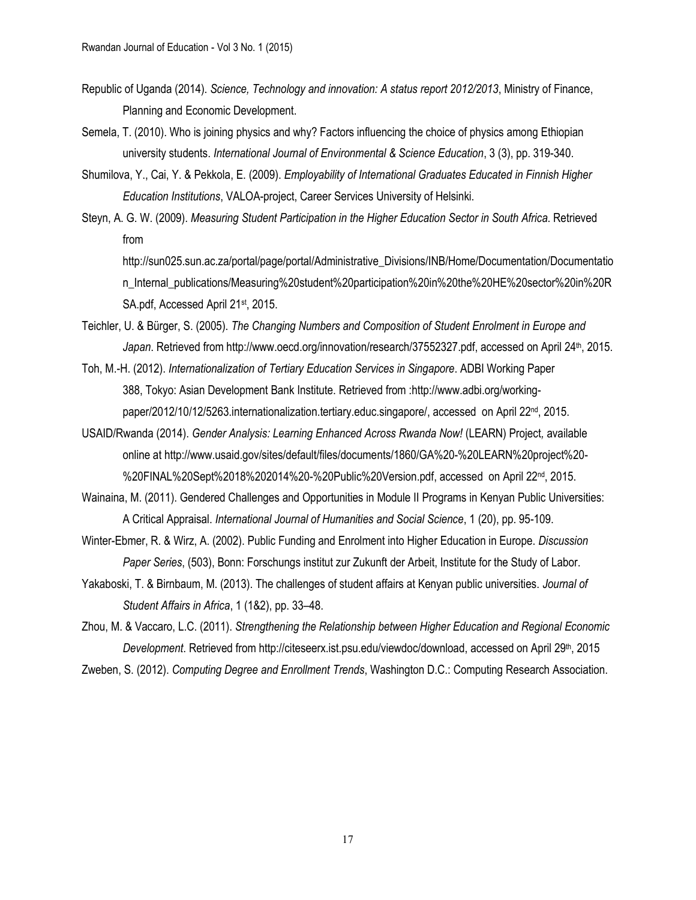Republic of Uganda (2014). *Science, Technology and innovation: A status report 2012/2013*, Ministry of Finance, Planning and Economic Development.

Semela, T. (2010). Who is joining physics and why? Factors influencing the choice of physics among Ethiopian university students. *International Journal of Environmental & Science Education*, 3 (3), pp. 319-340.

Shumilova, Y., Cai, Y. & Pekkola, E. (2009). *Employability of International Graduates Educated in Finnish Higher Education Institutions*, VALOA-project, Career Services University of Helsinki.

Steyn, A. G. W. (2009). *Measuring Student Participation in the Higher Education Sector in South Africa*. Retrieved from http://sun025.sun.ac.za/portal/page/portal/Administrative_Divisions/INB/Home/Documentation/Documentation_Internal_publications/Measuring%20student%20participation%20in%20the%20HE%20sector%20in%20RSA.pdf, Accessed April 21st, 2015.

Teichler, U. & Bürger, S. (2005). *The Changing Numbers and Composition of Student Enrolment in Europe and Japan*. Retrieved from http://www.oecd.org/innovation/research/37552327.pdf, accessed on April 24th, 2015.

Toh, M.-H. (2012). *Internationalization of Tertiary Education Services in Singapore*. ADBI Working Paper 388, Tokyo: Asian Development Bank Institute. Retrieved from :http://www.adbi.org/working-paper/2012/10/12/5263.internationalization.tertiary.educ.singapore/, accessed on April 22nd, 2015.

USAID/Rwanda (2014). *Gender Analysis: Learning Enhanced Across Rwanda Now!* (LEARN) Project, available online at http://www.usaid.gov/sites/default/files/documents/1860/GA%20-%20LEARN%20project%20-%20FINAL%20Sept%2018%202014%20-%20Public%20Version.pdf, accessed on April 22nd, 2015.

Wainaina, M. (2011). Gendered Challenges and Opportunities in Module II Programs in Kenyan Public Universities: A Critical Appraisal. *International Journal of Humanities and Social Science*, 1 (20), pp. 95-109.

Winter-Ebmer, R. & Wirz, A. (2002). Public Funding and Enrolment into Higher Education in Europe. *Discussion Paper Series*, (503), Bonn: Forschungs institut zur Zukunft der Arbeit, Institute for the Study of Labor.

Yakaboski, T. & Birnbaum, M. (2013). The challenges of student affairs at Kenyan public universities. *Journal of Student Affairs in Africa*, 1 (1&2), pp. 33–48.

Zhou, M. & Vaccaro, L.C. (2011). *Strengthening the Relationship between Higher Education and Regional Economic Development*. Retrieved from http://citeseerx.ist.psu.edu/viewdoc/download, accessed on April 29th, 2015

Zweben, S. (2012). *Computing Degree and Enrollment Trends*, Washington D.C.: Computing Research Association.